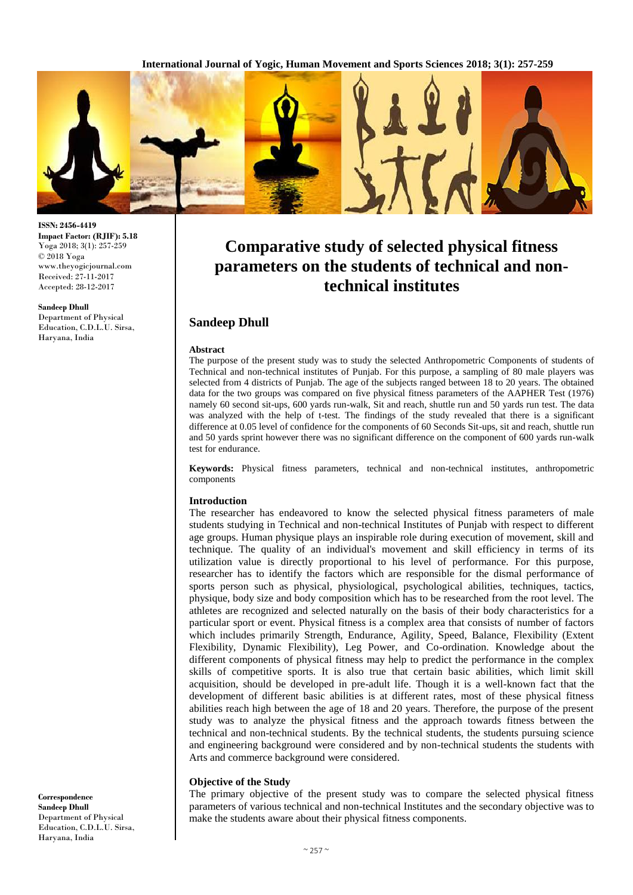ISSN: 2456-4419
Impact Factor: (RJIF): 5.18
Yoga 2018; 3(1): 257-259
© 2018 Yoga
www.theyogicjournal.com
Received: 27-11-2017
Accepted: 28-12-2017

**Sandeep Dhull**
Department of Physical Education, C.D.L.U. Sirsa, Haryana, India

**Correspondence**
**Sandeep Dhull**
Department of Physical Education, C.D.L.U. Sirsa, Haryana, India

# Comparative study of selected physical fitness parameters on the students of technical and non-technical institutes

## Sandeep Dhull

### Abstract

The purpose of the present study was to study the selected Anthropometric Components of students of Technical and non-technical institutes of Punjab. For this purpose, a sampling of 80 male players was selected from 4 districts of Punjab. The age of the subjects ranged between 18 to 20 years. The obtained data for the two groups was compared on five physical fitness parameters of the AAPHER Test (1976) namely 60 second sit-ups, 600 yards run-walk, Sit and reach, shuttle run and 50 yards run test. The data was analyzed with the help of t-test. The findings of the study revealed that there is a significant difference at 0.05 level of confidence for the components of 60 Seconds Sit-ups, sit and reach, shuttle run and 50 yards sprint however there was no significant difference on the component of 600 yards run-walk test for endurance.

**Keywords:** Physical fitness parameters, technical and non-technical institutes, anthropometric components

### Introduction

The researcher has endeavored to know the selected physical fitness parameters of male students studying in Technical and non-technical Institutes of Punjab with respect to different age groups. Human physique plays an inspirable role during execution of movement, skill and technique. The quality of an individual's movement and skill efficiency in terms of its utilization value is directly proportional to his level of performance. For this purpose, researcher has to identify the factors which are responsible for the dismal performance of sports person such as physical, physiological, psychological abilities, techniques, tactics, physique, body size and body composition which has to be researched from the root level. The athletes are recognized and selected naturally on the basis of their body characteristics for a particular sport or event. Physical fitness is a complex area that consists of number of factors which includes primarily Strength, Endurance, Agility, Speed, Balance, Flexibility (Extent Flexibility, Dynamic Flexibility), Leg Power, and Co-ordination. Knowledge about the different components of physical fitness may help to predict the performance in the complex skills of competitive sports. It is also true that certain basic abilities, which limit skill acquisition, should be developed in pre-adult life. Though it is a well-known fact that the development of different basic abilities is at different rates, most of these physical fitness abilities reach high between the age of 18 and 20 years. Therefore, the purpose of the present study was to analyze the physical fitness and the approach towards fitness between the technical and non-technical students. By the technical students, the students pursuing science and engineering background were considered and by non-technical students the students with Arts and commerce background were considered.

### Objective of the Study

The primary objective of the present study was to compare the selected physical fitness parameters of various technical and non-technical Institutes and the secondary objective was to make the students aware about their physical fitness components.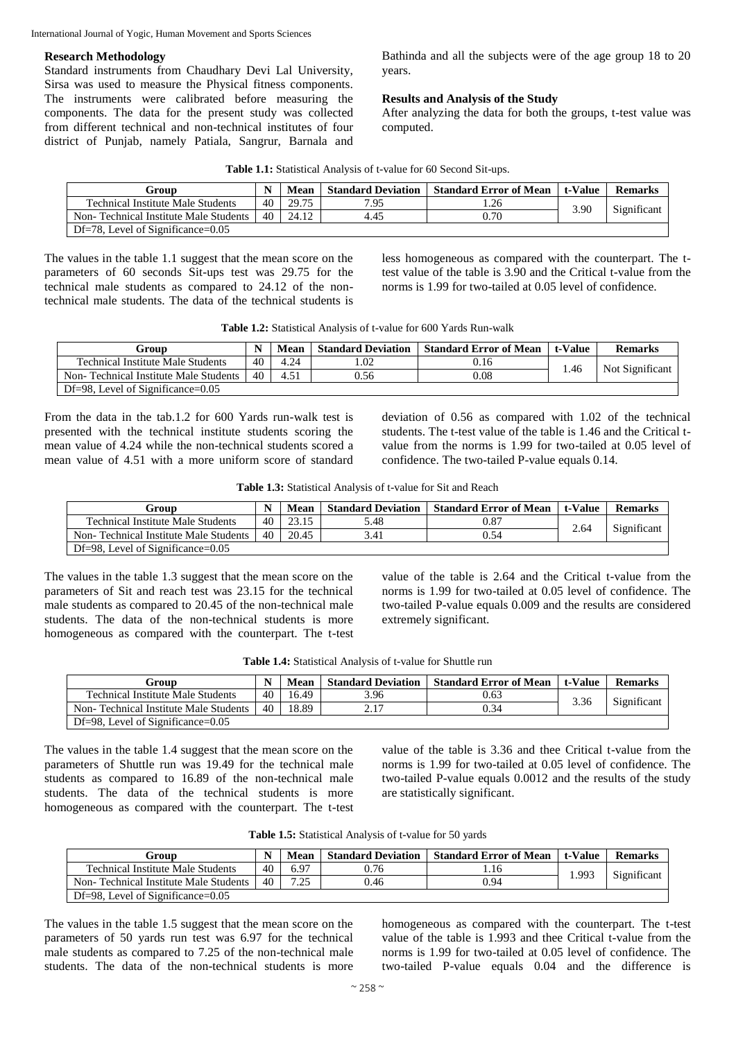### Research Methodology

Standard instruments from Chaudhary Devi Lal University, Sirsa was used to measure the Physical fitness components. The instruments were calibrated before measuring the components. The data for the present study was collected from different technical and non-technical institutes of four district of Punjab, namely Patiala, Sangrur, Barnala and Bathinda and all the subjects were of the age group 18 to 20 years.

### Results and Analysis of the Study

After analyzing the data for both the groups, t-test value was computed.

**Table 1.1:** Statistical Analysis of t-value for 60 Second Sit-ups.

| Group | N | Mean | Standard Deviation | Standard Error of Mean | t-Value | Remarks |
|---|---|---|---|---|---|---|
| Technical Institute Male Students | 40 | 29.75 | 7.95 | 1.26 | 3.90 | Significant |
| Non- Technical Institute Male Students | 40 | 24.12 | 4.45 | 0.70 | | |
| Df=78, Level of Significance=0.05 | | | | | | |

The values in the table 1.1 suggest that the mean score on the parameters of 60 seconds Sit-ups test was 29.75 for the technical male students as compared to 24.12 of the non-technical male students. The data of the technical students is less homogeneous as compared with the counterpart. The t-test value of the table is 3.90 and the Critical t-value from the norms is 1.99 for two-tailed at 0.05 level of confidence.

**Table 1.2:** Statistical Analysis of t-value for 600 Yards Run-walk

| Group | N | Mean | Standard Deviation | Standard Error of Mean | t-Value | Remarks |
|---|---|---|---|---|---|---|
| Technical Institute Male Students | 40 | 4.24 | 1.02 | 0.16 | 1.46 | Not Significant |
| Non- Technical Institute Male Students | 40 | 4.51 | 0.56 | 0.08 | | |
| Df=98, Level of Significance=0.05 | | | | | | |

From the data in the tab.1.2 for 600 Yards run-walk test is presented with the technical institute students scoring the mean value of 4.24 while the non-technical students scored a mean value of 4.51 with a more uniform score of standard deviation of 0.56 as compared with 1.02 of the technical students. The t-test value of the table is 1.46 and the Critical t-value from the norms is 1.99 for two-tailed at 0.05 level of confidence. The two-tailed P-value equals 0.14.

**Table 1.3:** Statistical Analysis of t-value for Sit and Reach

| Group | N | Mean | Standard Deviation | Standard Error of Mean | t-Value | Remarks |
|---|---|---|---|---|---|---|
| Technical Institute Male Students | 40 | 23.15 | 5.48 | 0.87 | 2.64 | Significant |
| Non- Technical Institute Male Students | 40 | 20.45 | 3.41 | 0.54 | | |
| Df=98, Level of Significance=0.05 | | | | | | |

The values in the table 1.3 suggest that the mean score on the parameters of Sit and reach test was 23.15 for the technical male students as compared to 20.45 of the non-technical male students. The data of the non-technical students is more homogeneous as compared with the counterpart. The t-test value of the table is 2.64 and the Critical t-value from the norms is 1.99 for two-tailed at 0.05 level of confidence. The two-tailed P-value equals 0.009 and the results are considered extremely significant.

**Table 1.4:** Statistical Analysis of t-value for Shuttle run

| Group | N | Mean | Standard Deviation | Standard Error of Mean | t-Value | Remarks |
|---|---|---|---|---|---|---|
| Technical Institute Male Students | 40 | 16.49 | 3.96 | 0.63 | 3.36 | Significant |
| Non- Technical Institute Male Students | 40 | 18.89 | 2.17 | 0.34 | | |
| Df=98, Level of Significance=0.05 | | | | | | |

The values in the table 1.4 suggest that the mean score on the parameters of Shuttle run was 19.49 for the technical male students as compared to 16.89 of the non-technical male students. The data of the technical students is more homogeneous as compared with the counterpart. The t-test value of the table is 3.36 and thee Critical t-value from the norms is 1.99 for two-tailed at 0.05 level of confidence. The two-tailed P-value equals 0.0012 and the results of the study are statistically significant.

**Table 1.5:** Statistical Analysis of t-value for 50 yards

| Group | N | Mean | Standard Deviation | Standard Error of Mean | t-Value | Remarks |
|---|---|---|---|---|---|---|
| Technical Institute Male Students | 40 | 6.97 | 0.76 | 1.16 | 1.993 | Significant |
| Non- Technical Institute Male Students | 40 | 7.25 | 0.46 | 0.94 | | |
| Df=98, Level of Significance=0.05 | | | | | | |

The values in the table 1.5 suggest that the mean score on the parameters of 50 yards run test was 6.97 for the technical male students as compared to 7.25 of the non-technical male students. The data of the non-technical students is more homogeneous as compared with the counterpart. The t-test value of the table is 1.993 and thee Critical t-value from the norms is 1.99 for two-tailed at 0.05 level of confidence. The two-tailed P-value equals 0.04 and the difference is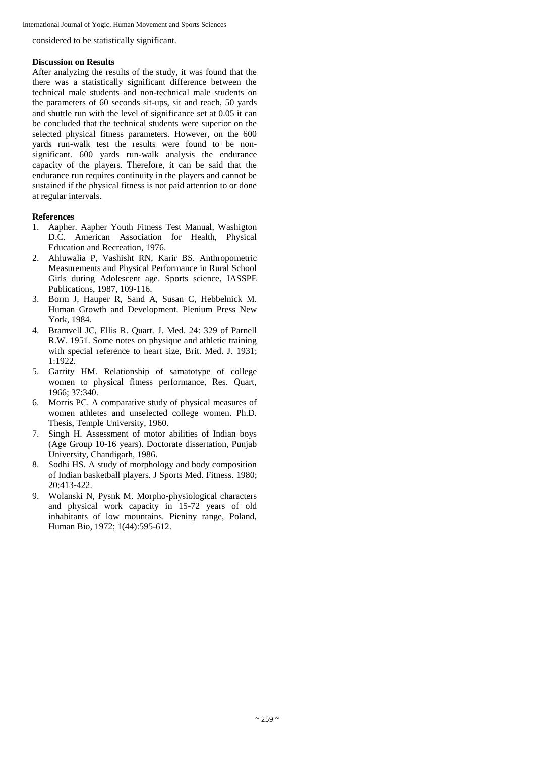considered to be statistically significant.

**Discussion on Results**

After analyzing the results of the study, it was found that the there was a statistically significant difference between the technical male students and non-technical male students on the parameters of 60 seconds sit-ups, sit and reach, 50 yards and shuttle run with the level of significance set at 0.05 it can be concluded that the technical students were superior on the selected physical fitness parameters. However, on the 600 yards run-walk test the results were found to be non-significant. 600 yards run-walk analysis the endurance capacity of the players. Therefore, it can be said that the endurance run requires continuity in the players and cannot be sustained if the physical fitness is not paid attention to or done at regular intervals.

**References**

1. Aapher. Aapher Youth Fitness Test Manual, Washigton D.C. American Association for Health, Physical Education and Recreation, 1976.
2. Ahluwalia P, Vashisht RN, Karir BS. Anthropometric Measurements and Physical Performance in Rural School Girls during Adolescent age. Sports science, IASSPE Publications, 1987, 109-116.
3. Borm J, Hauper R, Sand A, Susan C, Hebbelnick M. Human Growth and Development. Plenium Press New York, 1984.
4. Bramvell JC, Ellis R. Quart. J. Med. 24: 329 of Parnell R.W. 1951. Some notes on physique and athletic training with special reference to heart size, Brit. Med. J. 1931; 1:1922.
5. Garrity HM. Relationship of samatotype of college women to physical fitness performance, Res. Quart, 1966; 37:340.
6. Morris PC. A comparative study of physical measures of women athletes and unselected college women. Ph.D. Thesis, Temple University, 1960.
7. Singh H. Assessment of motor abilities of Indian boys (Age Group 10-16 years). Doctorate dissertation, Punjab University, Chandigarh, 1986.
8. Sodhi HS. A study of morphology and body composition of Indian basketball players. J Sports Med. Fitness. 1980; 20:413-422.
9. Wolanski N, Pysnk M. Morpho-physiological characters and physical work capacity in 15-72 years of old inhabitants of low mountains. Pieniny range, Poland, Human Bio, 1972; 1(44):595-612.